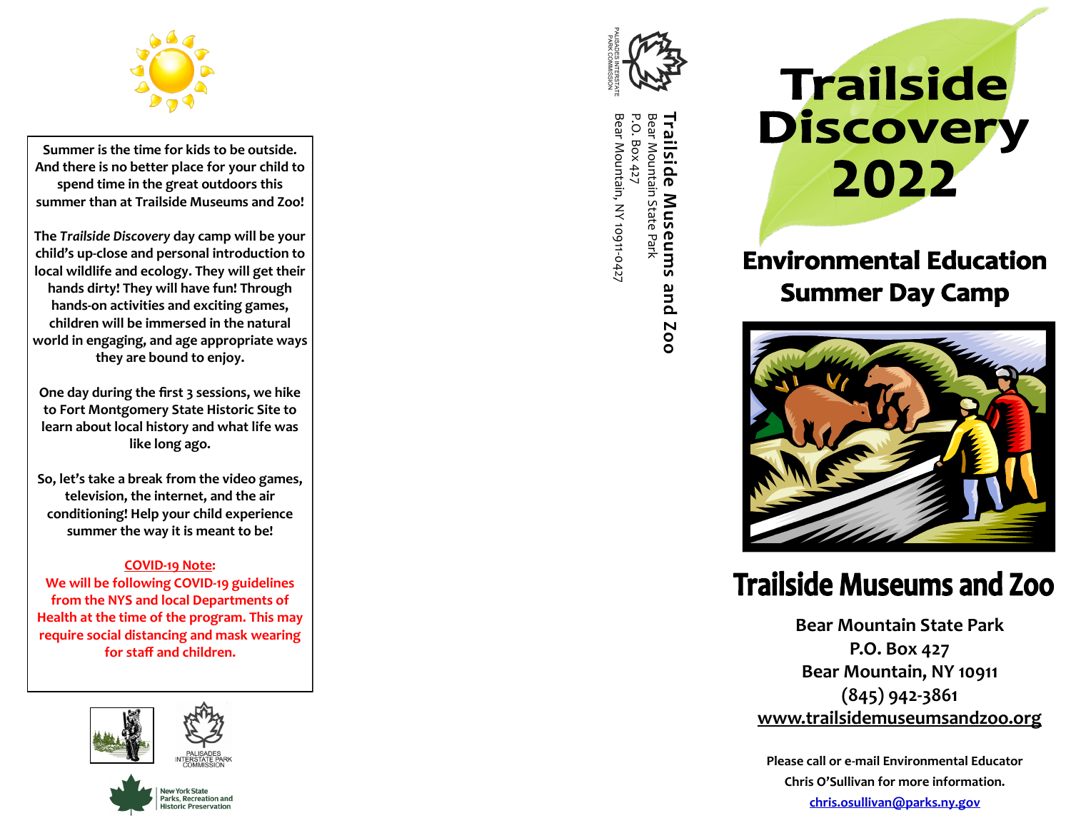Summer is the time for kids to be outside. And there is no better place for your child to spend time in the great outdoors this summer than at Trailside Museums and Zoo!

The *Trailside Discovery* day camp will be your child's up-close and personal introduction to local wildlife and ecology. They will get their hands dirty! They will have fun! Through hands-on activities and exciting games, children will be immersed in the natural world in engaging, and age appropriate ways they are bound to enjoy.

One day during the first 3 sessions, we hike to Fort Montgomery State Historic Site to learn about local history and what life was like long ago.

So, let's take a break from the video games, television, the internet, and the air conditioning! Help your child experience summer the way it is meant to be!

**COVID-19 Note:**
**We will be following COVID-19 guidelines from the NYS and local Departments of Health at the time of the program. This may require social distancing and mask wearing for staff and children.**

PALISADES INTERSTATE PARK COMMISSION

New York State Parks, Recreation and Historic Preservation

PALISADES INTERSTATE PARK COMMISSION

**Trailside Museums and Zoo**
Bear Mountain State Park
P.O. Box 427
Bear Mountain, NY 10911-0427

# Trailside Discovery 2022

## Environmental Education Summer Day Camp

## Trailside Museums and Zoo

**Bear Mountain State Park**
**P.O. Box 427**
**Bear Mountain, NY 10911**
**(845) 942-3861**
**www.trailsidemuseumsandzoo.org**

**Please call or e-mail Environmental Educator Chris O'Sullivan for more information.**
**chris.osullivan@parks.ny.gov**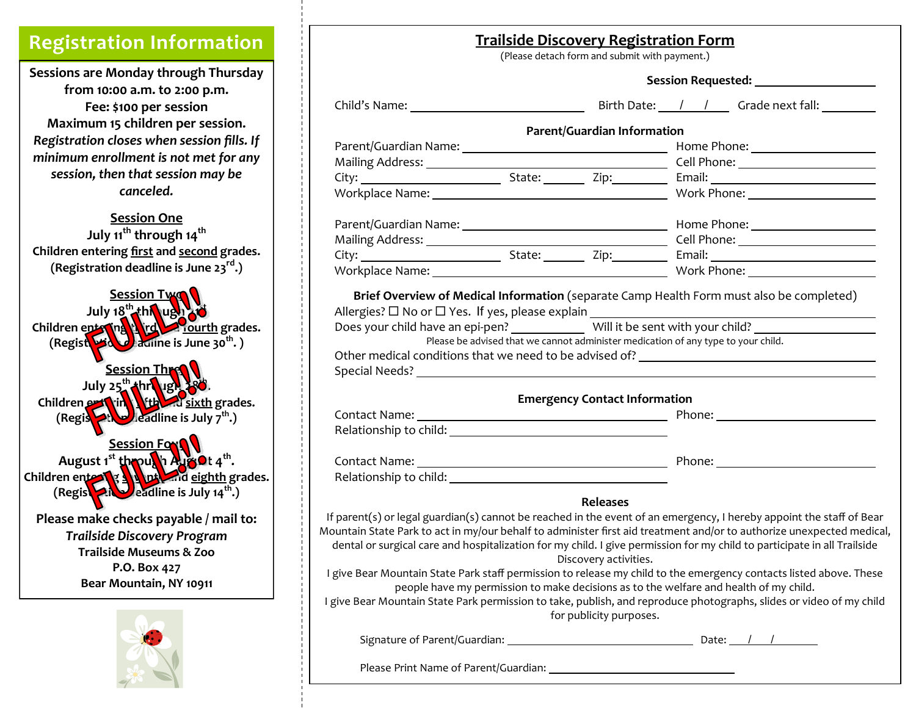## Registration Information

**Sessions are Monday through Thursday from 10:00 a.m. to 2:00 p.m.**
**Fee: $100 per session**
**Maximum 15 children per session.**
***Registration closes when session fills. If minimum enrollment is not met for any session, then that session may be canceled.***

**Session One**
**July 11th through 14th**
**Children entering first and second grades.**
**(Registration deadline is June 23rd.)**

**Session Two** FULL!!!
**July 18th through 21st**
**Children entering third and fourth grades.**
**(Registration deadline is June 30th.)**

**Session Three** FULL!!!
**July 25th through 28th.**
**Children entering fifth and sixth grades.**
**(Registration deadline is July 7th.)**

**Session Four** FULL!!!
**August 1st through August 4th.**
**Children entering seventh and eighth grades.**
**(Registration deadline is July 14th.)**

**Please make checks payable / mail to:**
***Trailside Discovery Program***
**Trailside Museums & Zoo**
**P.O. Box 427**
**Bear Mountain, NY 10911**

## Trailside Discovery Registration Form

(Please detach form and submit with payment.)

**Session Requested:** ____________

Child's Name: ____________ Birth Date: ___/___/___ Grade next fall: ________

**Parent/Guardian Information**

Parent/Guardian Name: ____________ Home Phone: ____________
Mailing Address: ____________ Cell Phone: ____________
City: ____________ State: ______ Zip: ________ Email: ____________
Workplace Name: ____________ Work Phone: ____________

Parent/Guardian Name: ____________ Home Phone: ____________
Mailing Address: ____________ Cell Phone: ____________
City: ____________ State: ______ Zip: ________ Email: ____________
Workplace Name: ____________ Work Phone: ____________

**Brief Overview of Medical Information** (separate Camp Health Form must also be completed)

Allergies? ☐ No or ☐ Yes. If yes, please explain ____________
Does your child have an epi-pen? ________ Will it be sent with your child? ____________
Please be advised that we cannot administer medication of any type to your child.
Other medical conditions that we need to be advised of? ____________
Special Needs? ____________

**Emergency Contact Information**

Contact Name: ____________ Phone: ____________
Relationship to child: ____________

Contact Name: ____________ Phone: ____________
Relationship to child: ____________

**Releases**

If parent(s) or legal guardian(s) cannot be reached in the event of an emergency, I hereby appoint the staff of Bear Mountain State Park to act in my/our behalf to administer first aid treatment and/or to authorize unexpected medical, dental or surgical care and hospitalization for my child. I give permission for my child to participate in all Trailside Discovery activities.

I give Bear Mountain State Park staff permission to release my child to the emergency contacts listed above. These people have my permission to make decisions as to the welfare and health of my child.

I give Bear Mountain State Park permission to take, publish, and reproduce photographs, slides or video of my child for publicity purposes.

Signature of Parent/Guardian: ____________ Date: ___/___/___

Please Print Name of Parent/Guardian: ____________